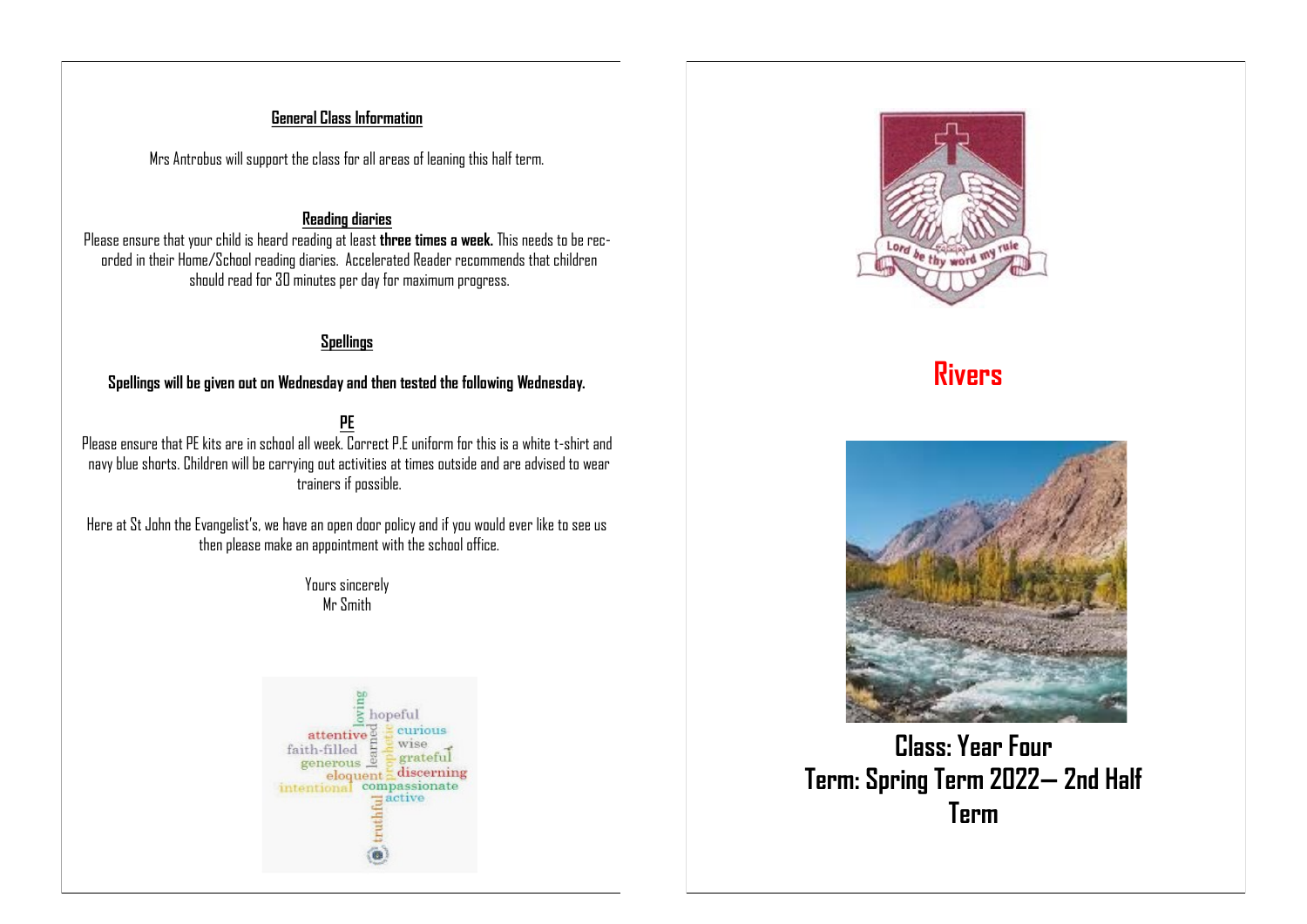### General Class Information

Mrs Antrobus will support the class for all areas of leaning this half term.

### Reading diaries

Please ensure that your child is heard reading at least **three times a week.** This needs to be recorded in their Home/School reading diaries. Accelerated Reader recommends that children should read for 30 minutes per day for maximum progress.

### Spellings

**Spellings will be given out on Wednesday and then tested the following Wednesday.**

### PE

Please ensure that PE kits are in school all week. Correct P.E uniform for this is a white t-shirt and navy blue shorts. Children will be carrying out activities at times outside and are advised to wear trainers if possible.

Here at St John the Evangelist's, we have an open door policy and if you would ever like to see us then please make an appointment with the school office.

Yours sincerely
Mr Smith

# Rivers

**Class: Year Four**
**Term: Spring Term 2022— 2nd Half Term**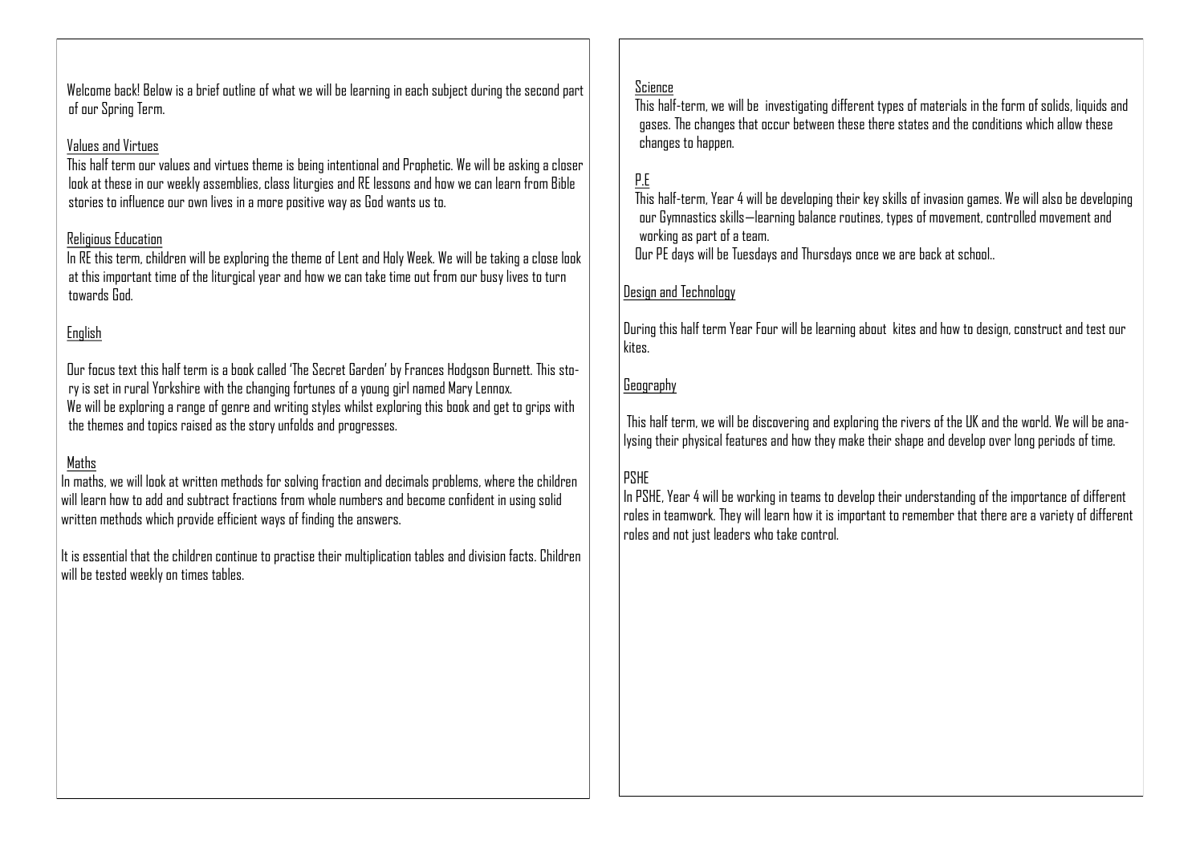Welcome back! Below is a brief outline of what we will be learning in each subject during the second part of our Spring Term.

## Values and Virtues

This half term our values and virtues theme is being intentional and Prophetic. We will be asking a closer look at these in our weekly assemblies, class liturgies and RE lessons and how we can learn from Bible stories to influence our own lives in a more positive way as God wants us to.

## Religious Education

In RE this term, children will be exploring the theme of Lent and Holy Week. We will be taking a close look at this important time of the liturgical year and how we can take time out from our busy lives to turn towards God.

## English

Our focus text this half term is a book called 'The Secret Garden' by Frances Hodgson Burnett. This story is set in rural Yorkshire with the changing fortunes of a young girl named Mary Lennox.

We will be exploring a range of genre and writing styles whilst exploring this book and get to grips with the themes and topics raised as the story unfolds and progresses.

## Maths

In maths, we will look at written methods for solving fraction and decimals problems, where the children will learn how to add and subtract fractions from whole numbers and become confident in using solid written methods which provide efficient ways of finding the answers.

It is essential that the children continue to practise their multiplication tables and division facts. Children will be tested weekly on times tables.

## Science

This half-term, we will be investigating different types of materials in the form of solids, liquids and gases. The changes that occur between these there states and the conditions which allow these changes to happen.

## P.E

This half-term, Year 4 will be developing their key skills of invasion games. We will also be developing our Gymnastics skills—learning balance routines, types of movement, controlled movement and working as part of a team.

Our PE days will be Tuesdays and Thursdays once we are back at school..

## Design and Technology

During this half term Year Four will be learning about kites and how to design, construct and test our kites.

## Geography

This half term, we will be discovering and exploring the rivers of the UK and the world. We will be analysing their physical features and how they make their shape and develop over long periods of time.

## PSHE

In PSHE, Year 4 will be working in teams to develop their understanding of the importance of different roles in teamwork. They will learn how it is important to remember that there are a variety of different roles and not just leaders who take control.